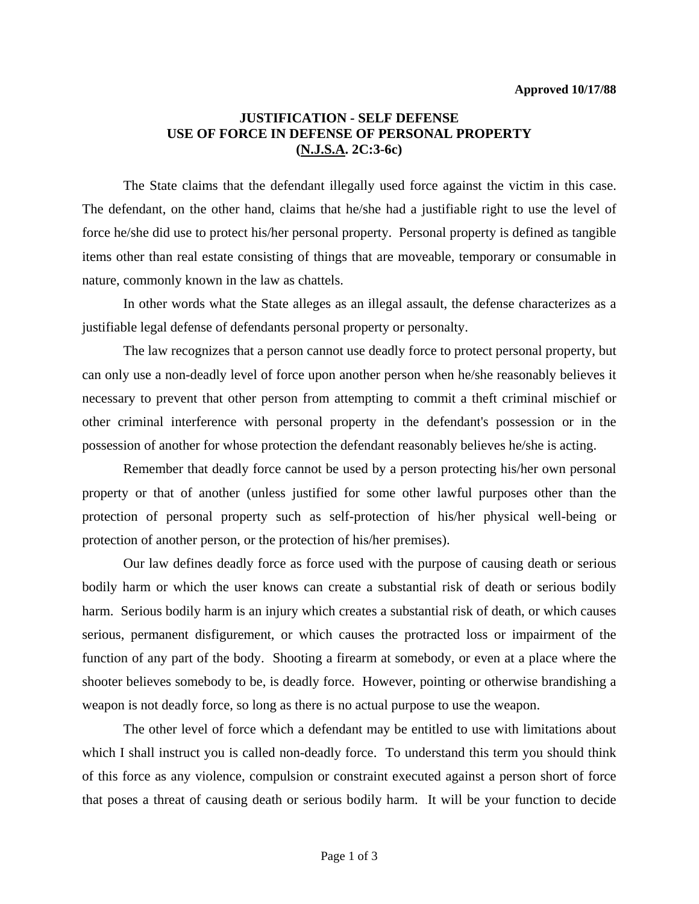**Approved 10/17/88**

# JUSTIFICATION - SELF DEFENSE
# USE OF FORCE IN DEFENSE OF PERSONAL PROPERTY
# (N.J.S.A. 2C:3-6c)

The State claims that the defendant illegally used force against the victim in this case. The defendant, on the other hand, claims that he/she had a justifiable right to use the level of force he/she did use to protect his/her personal property. Personal property is defined as tangible items other than real estate consisting of things that are moveable, temporary or consumable in nature, commonly known in the law as chattels.

In other words what the State alleges as an illegal assault, the defense characterizes as a justifiable legal defense of defendants personal property or personalty.

The law recognizes that a person cannot use deadly force to protect personal property, but can only use a non-deadly level of force upon another person when he/she reasonably believes it necessary to prevent that other person from attempting to commit a theft criminal mischief or other criminal interference with personal property in the defendant's possession or in the possession of another for whose protection the defendant reasonably believes he/she is acting.

Remember that deadly force cannot be used by a person protecting his/her own personal property or that of another (unless justified for some other lawful purposes other than the protection of personal property such as self-protection of his/her physical well-being or protection of another person, or the protection of his/her premises).

Our law defines deadly force as force used with the purpose of causing death or serious bodily harm or which the user knows can create a substantial risk of death or serious bodily harm. Serious bodily harm is an injury which creates a substantial risk of death, or which causes serious, permanent disfigurement, or which causes the protracted loss or impairment of the function of any part of the body. Shooting a firearm at somebody, or even at a place where the shooter believes somebody to be, is deadly force. However, pointing or otherwise brandishing a weapon is not deadly force, so long as there is no actual purpose to use the weapon.

The other level of force which a defendant may be entitled to use with limitations about which I shall instruct you is called non-deadly force. To understand this term you should think of this force as any violence, compulsion or constraint executed against a person short of force that poses a threat of causing death or serious bodily harm. It will be your function to decide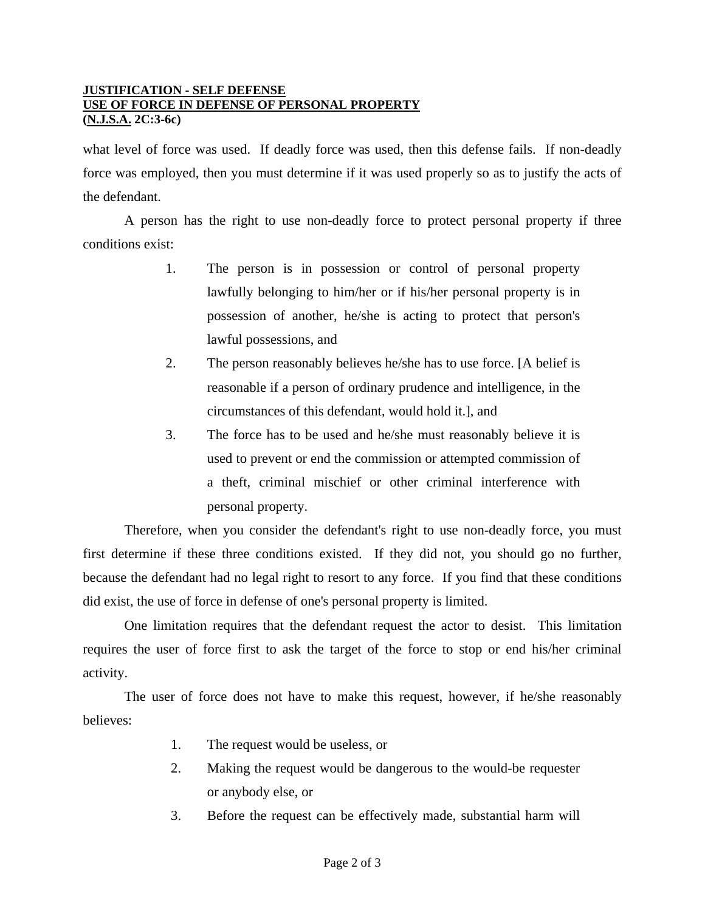what level of force was used. If deadly force was used, then this defense fails. If non-deadly force was employed, then you must determine if it was used properly so as to justify the acts of the defendant.

A person has the right to use non-deadly force to protect personal property if three conditions exist:

1. The person is in possession or control of personal property lawfully belonging to him/her or if his/her personal property is in possession of another, he/she is acting to protect that person's lawful possessions, and
2. The person reasonably believes he/she has to use force. [A belief is reasonable if a person of ordinary prudence and intelligence, in the circumstances of this defendant, would hold it.], and
3. The force has to be used and he/she must reasonably believe it is used to prevent or end the commission or attempted commission of a theft, criminal mischief or other criminal interference with personal property.

Therefore, when you consider the defendant's right to use non-deadly force, you must first determine if these three conditions existed. If they did not, you should go no further, because the defendant had no legal right to resort to any force. If you find that these conditions did exist, the use of force in defense of one's personal property is limited.

One limitation requires that the defendant request the actor to desist. This limitation requires the user of force first to ask the target of the force to stop or end his/her criminal activity.

The user of force does not have to make this request, however, if he/she reasonably believes:

1. The request would be useless, or
2. Making the request would be dangerous to the would-be requester or anybody else, or
3. Before the request can be effectively made, substantial harm will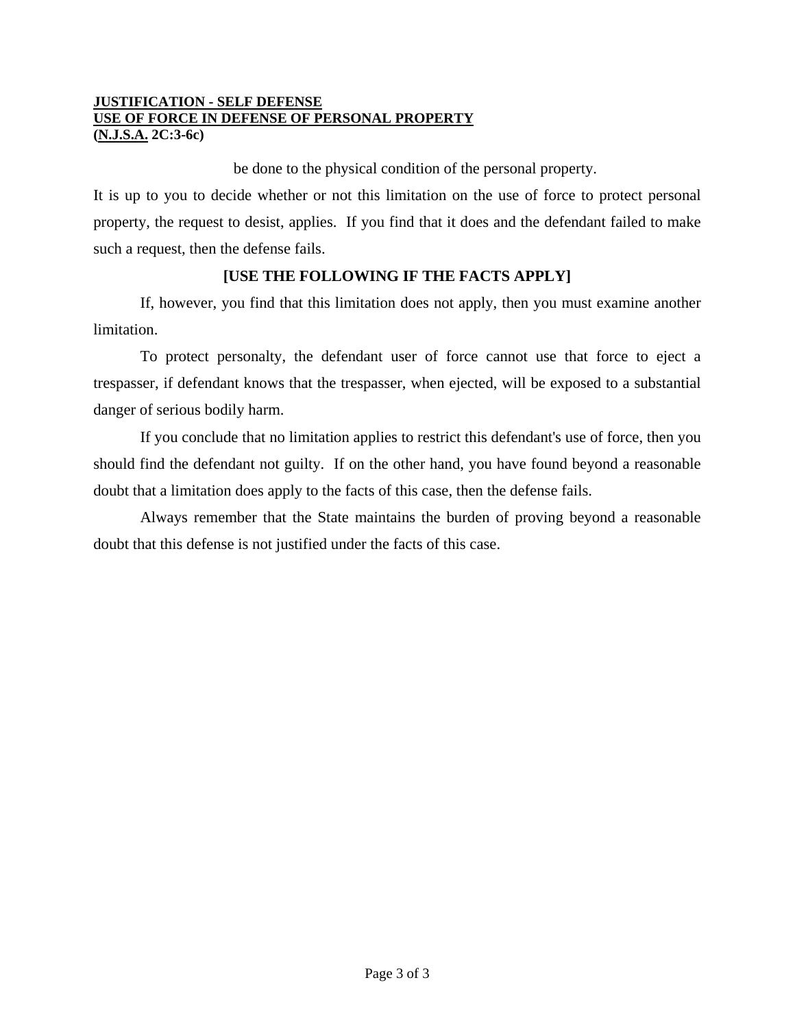be done to the physical condition of the personal property.

It is up to you to decide whether or not this limitation on the use of force to protect personal property, the request to desist, applies. If you find that it does and the defendant failed to make such a request, then the defense fails.

**[USE THE FOLLOWING IF THE FACTS APPLY]**

If, however, you find that this limitation does not apply, then you must examine another limitation.

To protect personalty, the defendant user of force cannot use that force to eject a trespasser, if defendant knows that the trespasser, when ejected, will be exposed to a substantial danger of serious bodily harm.

If you conclude that no limitation applies to restrict this defendant's use of force, then you should find the defendant not guilty. If on the other hand, you have found beyond a reasonable doubt that a limitation does apply to the facts of this case, then the defense fails.

Always remember that the State maintains the burden of proving beyond a reasonable doubt that this defense is not justified under the facts of this case.